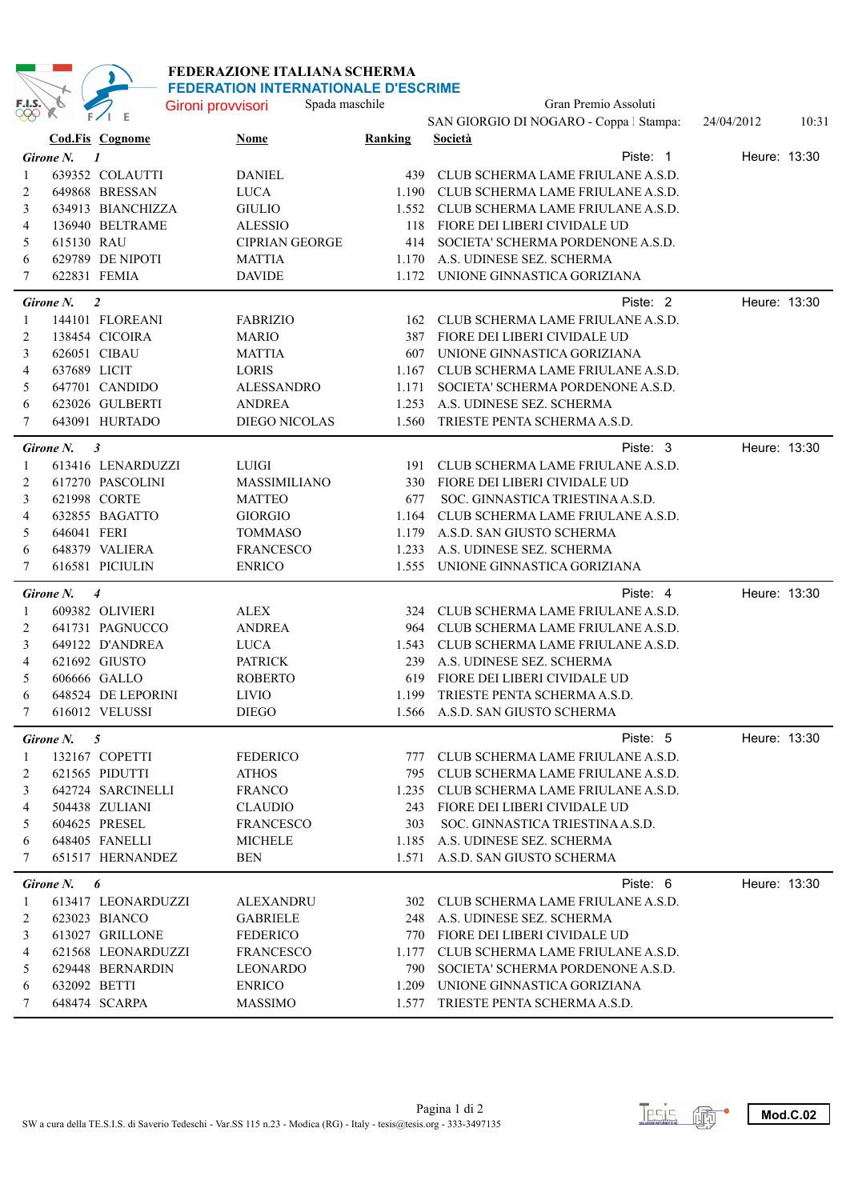# FEDERAZIONE ITALIANA SCHERMA
## FEDERATION INTERNATIONALE D'ESCRIME

Gironi provvisori — Spada maschile — Gran Premio Assoluti

SAN GIORGIO DI NOGARO - Coppa | Stampa: 24/04/2012 10:31

**Girone N. 1** — Piste: 1 — Heure: 13:30

| | Cod.Fis | Cognome | Nome | Ranking | Società |
|---|---|---|---|---|---|
| 1 | 639352 | COLAUTTI | DANIEL | 439 | CLUB SCHERMA LAME FRIULANE A.S.D. |
| 2 | 649868 | BRESSAN | LUCA | 1.190 | CLUB SCHERMA LAME FRIULANE A.S.D. |
| 3 | 634913 | BIANCHIZZA | GIULIO | 1.552 | CLUB SCHERMA LAME FRIULANE A.S.D. |
| 4 | 136940 | BELTRAME | ALESSIO | 118 | FIORE DEI LIBERI CIVIDALE UD |
| 5 | 615130 | RAU | CIPRIAN GEORGE | 414 | SOCIETA' SCHERMA PORDENONE A.S.D. |
| 6 | 629789 | DE NIPOTI | MATTIA | 1.170 | A.S. UDINESE SEZ. SCHERMA |
| 7 | 622831 | FEMIA | DAVIDE | 1.172 | UNIONE GINNASTICA GORIZIANA |

**Girone N. 2** — Piste: 2 — Heure: 13:30

| | Cod.Fis | Cognome | Nome | Ranking | Società |
|---|---|---|---|---|---|
| 1 | 144101 | FLOREANI | FABRIZIO | 162 | CLUB SCHERMA LAME FRIULANE A.S.D. |
| 2 | 138454 | CICOIRA | MARIO | 387 | FIORE DEI LIBERI CIVIDALE UD |
| 3 | 626051 | CIBAU | MATTIA | 607 | UNIONE GINNASTICA GORIZIANA |
| 4 | 637689 | LICIT | LORIS | 1.167 | CLUB SCHERMA LAME FRIULANE A.S.D. |
| 5 | 647701 | CANDIDO | ALESSANDRO | 1.171 | SOCIETA' SCHERMA PORDENONE A.S.D. |
| 6 | 623026 | GULBERTI | ANDREA | 1.253 | A.S. UDINESE SEZ. SCHERMA |
| 7 | 643091 | HURTADO | DIEGO NICOLAS | 1.560 | TRIESTE PENTA SCHERMA A.S.D. |

**Girone N. 3** — Piste: 3 — Heure: 13:30

| | Cod.Fis | Cognome | Nome | Ranking | Società |
|---|---|---|---|---|---|
| 1 | 613416 | LENARDUZZI | LUIGI | 191 | CLUB SCHERMA LAME FRIULANE A.S.D. |
| 2 | 617270 | PASCOLINI | MASSIMILIANO | 330 | FIORE DEI LIBERI CIVIDALE UD |
| 3 | 621998 | CORTE | MATTEO | 677 | SOC. GINNASTICA TRIESTINA A.S.D. |
| 4 | 632855 | BAGATTO | GIORGIO | 1.164 | CLUB SCHERMA LAME FRIULANE A.S.D. |
| 5 | 646041 | FERI | TOMMASO | 1.179 | A.S.D. SAN GIUSTO SCHERMA |
| 6 | 648379 | VALIERA | FRANCESCO | 1.233 | A.S. UDINESE SEZ. SCHERMA |
| 7 | 616581 | PICIULIN | ENRICO | 1.555 | UNIONE GINNASTICA GORIZIANA |

**Girone N. 4** — Piste: 4 — Heure: 13:30

| | Cod.Fis | Cognome | Nome | Ranking | Società |
|---|---|---|---|---|---|
| 1 | 609382 | OLIVIERI | ALEX | 324 | CLUB SCHERMA LAME FRIULANE A.S.D. |
| 2 | 641731 | PAGNUCCO | ANDREA | 964 | CLUB SCHERMA LAME FRIULANE A.S.D. |
| 3 | 649122 | D'ANDREA | LUCA | 1.543 | CLUB SCHERMA LAME FRIULANE A.S.D. |
| 4 | 621692 | GIUSTO | PATRICK | 239 | A.S. UDINESE SEZ. SCHERMA |
| 5 | 606666 | GALLO | ROBERTO | 619 | FIORE DEI LIBERI CIVIDALE UD |
| 6 | 648524 | DE LEPORINI | LIVIO | 1.199 | TRIESTE PENTA SCHERMA A.S.D. |
| 7 | 616012 | VELUSSI | DIEGO | 1.566 | A.S.D. SAN GIUSTO SCHERMA |

**Girone N. 5** — Piste: 5 — Heure: 13:30

| | Cod.Fis | Cognome | Nome | Ranking | Società |
|---|---|---|---|---|---|
| 1 | 132167 | COPETTI | FEDERICO | 777 | CLUB SCHERMA LAME FRIULANE A.S.D. |
| 2 | 621565 | PIDUTTI | ATHOS | 795 | CLUB SCHERMA LAME FRIULANE A.S.D. |
| 3 | 642724 | SARCINELLI | FRANCO | 1.235 | CLUB SCHERMA LAME FRIULANE A.S.D. |
| 4 | 504438 | ZULIANI | CLAUDIO | 243 | FIORE DEI LIBERI CIVIDALE UD |
| 5 | 604625 | PRESEL | FRANCESCO | 303 | SOC. GINNASTICA TRIESTINA A.S.D. |
| 6 | 648405 | FANELLI | MICHELE | 1.185 | A.S. UDINESE SEZ. SCHERMA |
| 7 | 651517 | HERNANDEZ | BEN | 1.571 | A.S.D. SAN GIUSTO SCHERMA |

**Girone N. 6** — Piste: 6 — Heure: 13:30

| | Cod.Fis | Cognome | Nome | Ranking | Società |
|---|---|---|---|---|---|
| 1 | 613417 | LEONARDUZZI | ALEXANDRU | 302 | CLUB SCHERMA LAME FRIULANE A.S.D. |
| 2 | 623023 | BIANCO | GABRIELE | 248 | A.S. UDINESE SEZ. SCHERMA |
| 3 | 613027 | GRILLONE | FEDERICO | 770 | FIORE DEI LIBERI CIVIDALE UD |
| 4 | 621568 | LEONARDUZZI | FRANCESCO | 1.177 | CLUB SCHERMA LAME FRIULANE A.S.D. |
| 5 | 629448 | BERNARDIN | LEONARDO | 790 | SOCIETA' SCHERMA PORDENONE A.S.D. |
| 6 | 632092 | BETTI | ENRICO | 1.209 | UNIONE GINNASTICA GORIZIANA |
| 7 | 648474 | SCARPA | MASSIMO | 1.577 | TRIESTE PENTA SCHERMA A.S.D. |

SW a cura della TE.S.I.S. di Saverio Tedeschi - Var.SS 115 n.23 - Modica (RG) - Italy - tesis@tesis.org - 333-3497135

Mod.C.02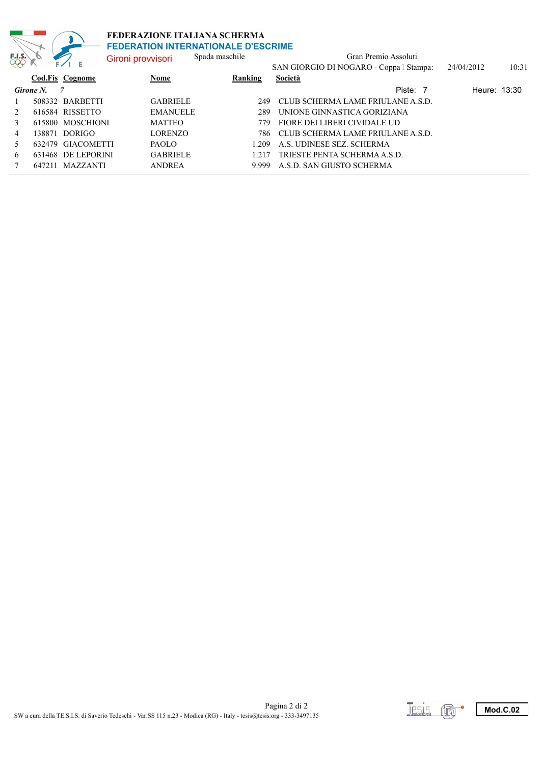**FEDERAZIONE ITALIANA SCHERMA**
**FEDERATION INTERNATIONALE D'ESCRIME**

Gironi provvisori — Spada maschile — Gran Premio Assoluti

SAN GIORGIO DI NOGARO - Coppa | Stampa: 24/04/2012 10:31

***Girone N.*** *7* — Piste: 7 — Heure: 13:30

| | Cod.Fis | Cognome | Nome | Ranking | Società |
|---|---|---|---|---|---|
| 1 | 508332 | BARBETTI | GABRIELE | 249 | CLUB SCHERMA LAME FRIULANE A.S.D. |
| 2 | 616584 | RISSETTO | EMANUELE | 289 | UNIONE GINNASTICA GORIZIANA |
| 3 | 615800 | MOSCHIONI | MATTEO | 779 | FIORE DEI LIBERI CIVIDALE UD |
| 4 | 138871 | DORIGO | LORENZO | 786 | CLUB SCHERMA LAME FRIULANE A.S.D. |
| 5 | 632479 | GIACOMETTI | PAOLO | 1.209 | A.S. UDINESE SEZ. SCHERMA |
| 6 | 631468 | DE LEPORINI | GABRIELE | 1.217 | TRIESTE PENTA SCHERMA A.S.D. |
| 7 | 647211 | MAZZANTI | ANDREA | 9.999 | A.S.D. SAN GIUSTO SCHERMA |

SW a cura della TE.S.I.S. di Saverio Tedeschi - Var.SS 115 n.23 - Modica (RG) - Italy - tesis@tesis.org - 333-3497135

Mod.C.02